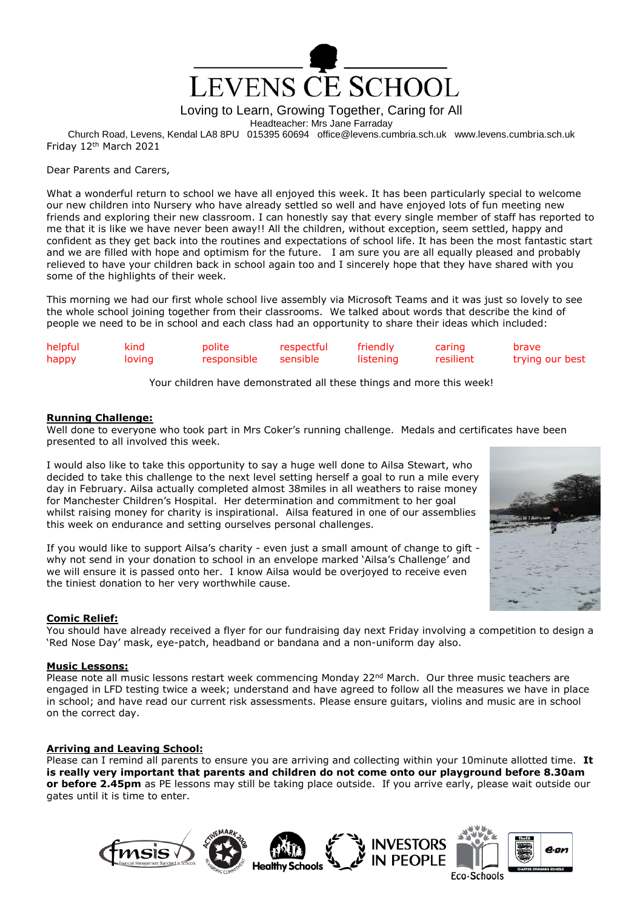# LEVENS CE SCHOOL

Loving to Learn, Growing Together, Caring for All

Headteacher: Mrs Jane Farraday

Church Road, Levens, Kendal LA8 8PU 015395 60694 office@levens.cumbria.sch.uk www.levens.cumbria.sch.uk

Friday 12th March 2021

Dear Parents and Carers,

What a wonderful return to school we have all enjoyed this week. It has been particularly special to welcome our new children into Nursery who have already settled so well and have enjoyed lots of fun meeting new friends and exploring their new classroom. I can honestly say that every single member of staff has reported to me that it is like we have never been away!! All the children, without exception, seem settled, happy and confident as they get back into the routines and expectations of school life. It has been the most fantastic start and we are filled with hope and optimism for the future. I am sure you are all equally pleased and probably relieved to have your children back in school again too and I sincerely hope that they have shared with you some of the highlights of their week.

This morning we had our first whole school live assembly via Microsoft Teams and it was just so lovely to see the whole school joining together from their classrooms. We talked about words that describe the kind of people we need to be in school and each class had an opportunity to share their ideas which included:

| helpful | kind | polite | respectful | friendly | caring | brave |
|---|---|---|---|---|---|---|
| happy | loving | responsible | sensible | listening | resilient | trying our best |

Your children have demonstrated all these things and more this week!

**Running Challenge:**

Well done to everyone who took part in Mrs Coker's running challenge. Medals and certificates have been presented to all involved this week.

I would also like to take this opportunity to say a huge well done to Ailsa Stewart, who decided to take this challenge to the next level setting herself a goal to run a mile every day in February. Ailsa actually completed almost 38miles in all weathers to raise money for Manchester Children's Hospital. Her determination and commitment to her goal whilst raising money for charity is inspirational. Ailsa featured in one of our assemblies this week on endurance and setting ourselves personal challenges.

If you would like to support Ailsa's charity - even just a small amount of change to gift - why not send in your donation to school in an envelope marked 'Ailsa's Challenge' and we will ensure it is passed onto her. I know Ailsa would be overjoyed to receive even the tiniest donation to her very worthwhile cause.

**Comic Relief:**

You should have already received a flyer for our fundraising day next Friday involving a competition to design a 'Red Nose Day' mask, eye-patch, headband or bandana and a non-uniform day also.

**Music Lessons:**

Please note all music lessons restart week commencing Monday 22nd March. Our three music teachers are engaged in LFD testing twice a week; understand and have agreed to follow all the measures we have in place in school; and have read our current risk assessments. Please ensure guitars, violins and music are in school on the correct day.

**Arriving and Leaving School:**

Please can I remind all parents to ensure you are arriving and collecting within your 10minute allotted time. **It is really very important that parents and children do not come onto our playground before 8.30am or before 2.45pm** as PE lessons may still be taking place outside. If you arrive early, please wait outside our gates until it is time to enter.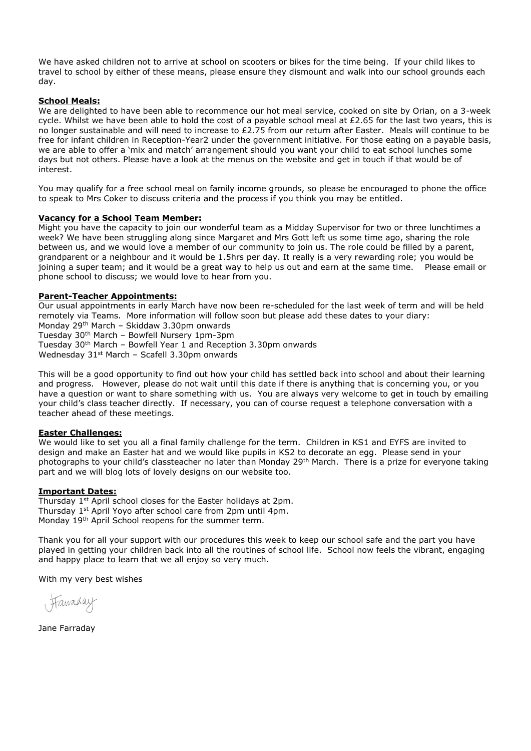We have asked children not to arrive at school on scooters or bikes for the time being. If your child likes to travel to school by either of these means, please ensure they dismount and walk into our school grounds each day.

**School Meals:**

We are delighted to have been able to recommence our hot meal service, cooked on site by Orian, on a 3-week cycle. Whilst we have been able to hold the cost of a payable school meal at £2.65 for the last two years, this is no longer sustainable and will need to increase to £2.75 from our return after Easter. Meals will continue to be free for infant children in Reception-Year2 under the government initiative. For those eating on a payable basis, we are able to offer a 'mix and match' arrangement should you want your child to eat school lunches some days but not others. Please have a look at the menus on the website and get in touch if that would be of interest.

You may qualify for a free school meal on family income grounds, so please be encouraged to phone the office to speak to Mrs Coker to discuss criteria and the process if you think you may be entitled.

**Vacancy for a School Team Member:**

Might you have the capacity to join our wonderful team as a Midday Supervisor for two or three lunchtimes a week? We have been struggling along since Margaret and Mrs Gott left us some time ago, sharing the role between us, and we would love a member of our community to join us. The role could be filled by a parent, grandparent or a neighbour and it would be 1.5hrs per day. It really is a very rewarding role; you would be joining a super team; and it would be a great way to help us out and earn at the same time. Please email or phone school to discuss; we would love to hear from you.

**Parent-Teacher Appointments:**

Our usual appointments in early March have now been re-scheduled for the last week of term and will be held remotely via Teams. More information will follow soon but please add these dates to your diary:
Monday 29th March – Skiddaw 3.30pm onwards
Tuesday 30th March – Bowfell Nursery 1pm-3pm
Tuesday 30th March – Bowfell Year 1 and Reception 3.30pm onwards
Wednesday 31st March – Scafell 3.30pm onwards

This will be a good opportunity to find out how your child has settled back into school and about their learning and progress. However, please do not wait until this date if there is anything that is concerning you, or you have a question or want to share something with us. You are always very welcome to get in touch by emailing your child's class teacher directly. If necessary, you can of course request a telephone conversation with a teacher ahead of these meetings.

**Easter Challenges:**

We would like to set you all a final family challenge for the term. Children in KS1 and EYFS are invited to design and make an Easter hat and we would like pupils in KS2 to decorate an egg. Please send in your photographs to your child's classteacher no later than Monday 29th March. There is a prize for everyone taking part and we will blog lots of lovely designs on our website too.

**Important Dates:**

Thursday 1st April school closes for the Easter holidays at 2pm.
Thursday 1st April Yoyo after school care from 2pm until 4pm.
Monday 19th April School reopens for the summer term.

Thank you for all your support with our procedures this week to keep our school safe and the part you have played in getting your children back into all the routines of school life. School now feels the vibrant, engaging and happy place to learn that we all enjoy so very much.

With my very best wishes

Farraday

Jane Farraday